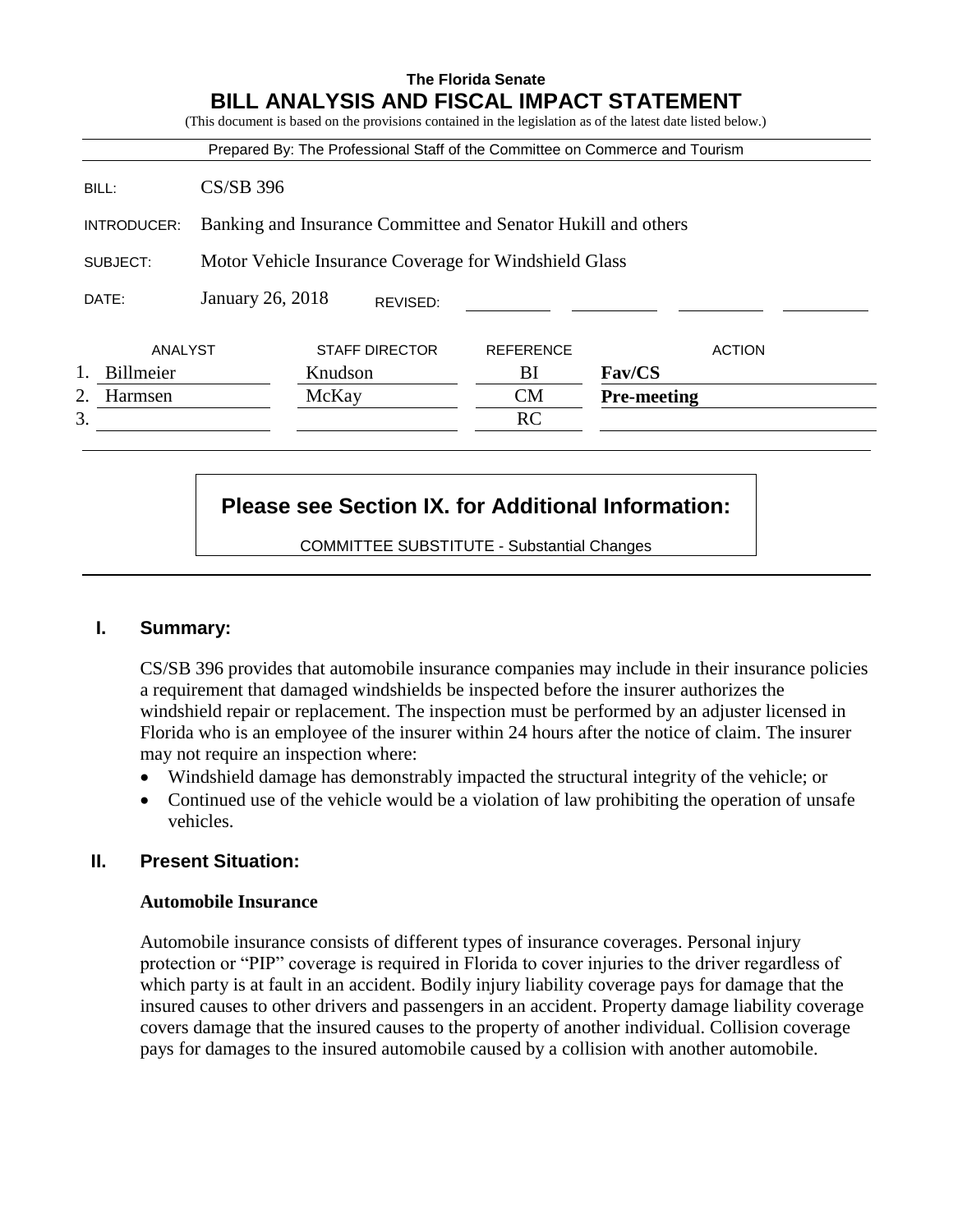**The Florida Senate**

# BILL ANALYSIS AND FISCAL IMPACT STATEMENT

(This document is based on the provisions contained in the legislation as of the latest date listed below.)

Prepared By: The Professional Staff of the Committee on Commerce and Tourism

| | |
|---|---|
| BILL: | CS/SB 396 |
| INTRODUCER: | Banking and Insurance Committee and Senator Hukill and others |
| SUBJECT: | Motor Vehicle Insurance Coverage for Windshield Glass |
| DATE: | January 26, 2018 REVISED: |

| | ANALYST | STAFF DIRECTOR | REFERENCE | ACTION |
|---|---|---|---|---|
| 1. | Billmeier | Knudson | BI | **Fav/CS** |
| 2. | Harmsen | McKay | CM | **Pre-meeting** |
| 3. | | | RC | |

**Please see Section IX. for Additional Information:**

COMMITTEE SUBSTITUTE - Substantial Changes

## I. Summary:

CS/SB 396 provides that automobile insurance companies may include in their insurance policies a requirement that damaged windshields be inspected before the insurer authorizes the windshield repair or replacement. The inspection must be performed by an adjuster licensed in Florida who is an employee of the insurer within 24 hours after the notice of claim. The insurer may not require an inspection where:

- Windshield damage has demonstrably impacted the structural integrity of the vehicle; or
- Continued use of the vehicle would be a violation of law prohibiting the operation of unsafe vehicles.

## II. Present Situation:

### Automobile Insurance

Automobile insurance consists of different types of insurance coverages. Personal injury protection or "PIP" coverage is required in Florida to cover injuries to the driver regardless of which party is at fault in an accident. Bodily injury liability coverage pays for damage that the insured causes to other drivers and passengers in an accident. Property damage liability coverage covers damage that the insured causes to the property of another individual. Collision coverage pays for damages to the insured automobile caused by a collision with another automobile.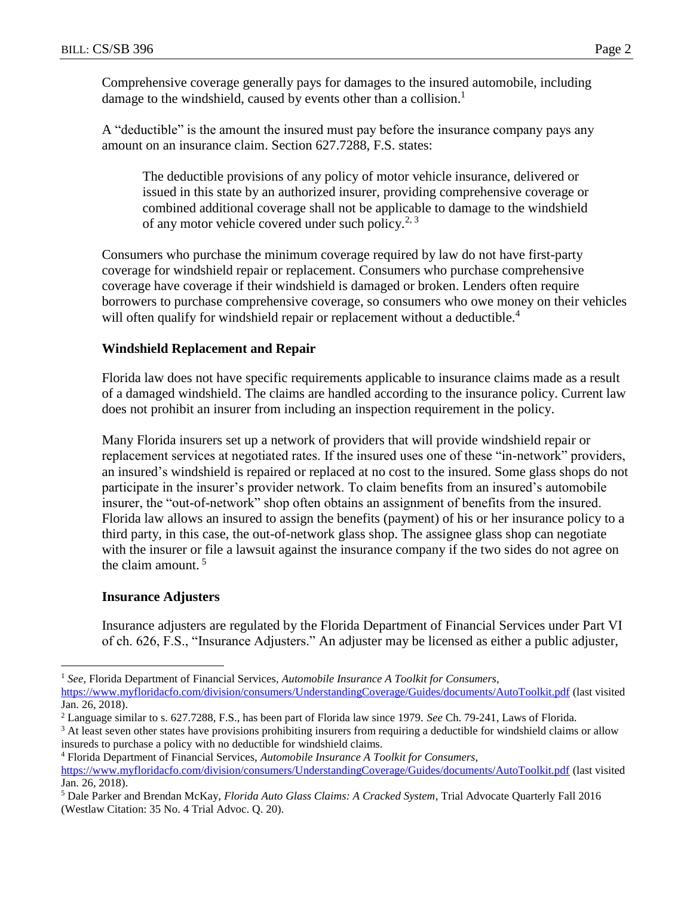Comprehensive coverage generally pays for damages to the insured automobile, including damage to the windshield, caused by events other than a collision.[1]

A "deductible" is the amount the insured must pay before the insurance company pays any amount on an insurance claim. Section 627.7288, F.S. states:

> The deductible provisions of any policy of motor vehicle insurance, delivered or issued in this state by an authorized insurer, providing comprehensive coverage or combined additional coverage shall not be applicable to damage to the windshield of any motor vehicle covered under such policy.[2, 3]

Consumers who purchase the minimum coverage required by law do not have first-party coverage for windshield repair or replacement. Consumers who purchase comprehensive coverage have coverage if their windshield is damaged or broken. Lenders often require borrowers to purchase comprehensive coverage, so consumers who owe money on their vehicles will often qualify for windshield repair or replacement without a deductible.[4]

**Windshield Replacement and Repair**

Florida law does not have specific requirements applicable to insurance claims made as a result of a damaged windshield. The claims are handled according to the insurance policy. Current law does not prohibit an insurer from including an inspection requirement in the policy.

Many Florida insurers set up a network of providers that will provide windshield repair or replacement services at negotiated rates. If the insured uses one of these "in-network" providers, an insured's windshield is repaired or replaced at no cost to the insured. Some glass shops do not participate in the insurer's provider network. To claim benefits from an insured's automobile insurer, the "out-of-network" shop often obtains an assignment of benefits from the insured. Florida law allows an insured to assign the benefits (payment) of his or her insurance policy to a third party, in this case, the out-of-network glass shop. The assignee glass shop can negotiate with the insurer or file a lawsuit against the insurance company if the two sides do not agree on the claim amount.[5]

**Insurance Adjusters**

Insurance adjusters are regulated by the Florida Department of Financial Services under Part VI of ch. 626, F.S., "Insurance Adjusters." An adjuster may be licensed as either a public adjuster,

---

[1] *See*, Florida Department of Financial Services, *Automobile Insurance A Toolkit for Consumers*, https://www.myfloridacfo.com/division/consumers/UnderstandingCoverage/Guides/documents/AutoToolkit.pdf (last visited Jan. 26, 2018).

[2] Language similar to s. 627.7288, F.S., has been part of Florida law since 1979. *See* Ch. 79-241, Laws of Florida.

[3] At least seven other states have provisions prohibiting insurers from requiring a deductible for windshield claims or allow insureds to purchase a policy with no deductible for windshield claims.

[4] Florida Department of Financial Services, *Automobile Insurance A Toolkit for Consumers*, https://www.myfloridacfo.com/division/consumers/UnderstandingCoverage/Guides/documents/AutoToolkit.pdf (last visited Jan. 26, 2018).

[5] Dale Parker and Brendan McKay, *Florida Auto Glass Claims: A Cracked System*, Trial Advocate Quarterly Fall 2016 (Westlaw Citation: 35 No. 4 Trial Advoc. Q. 20).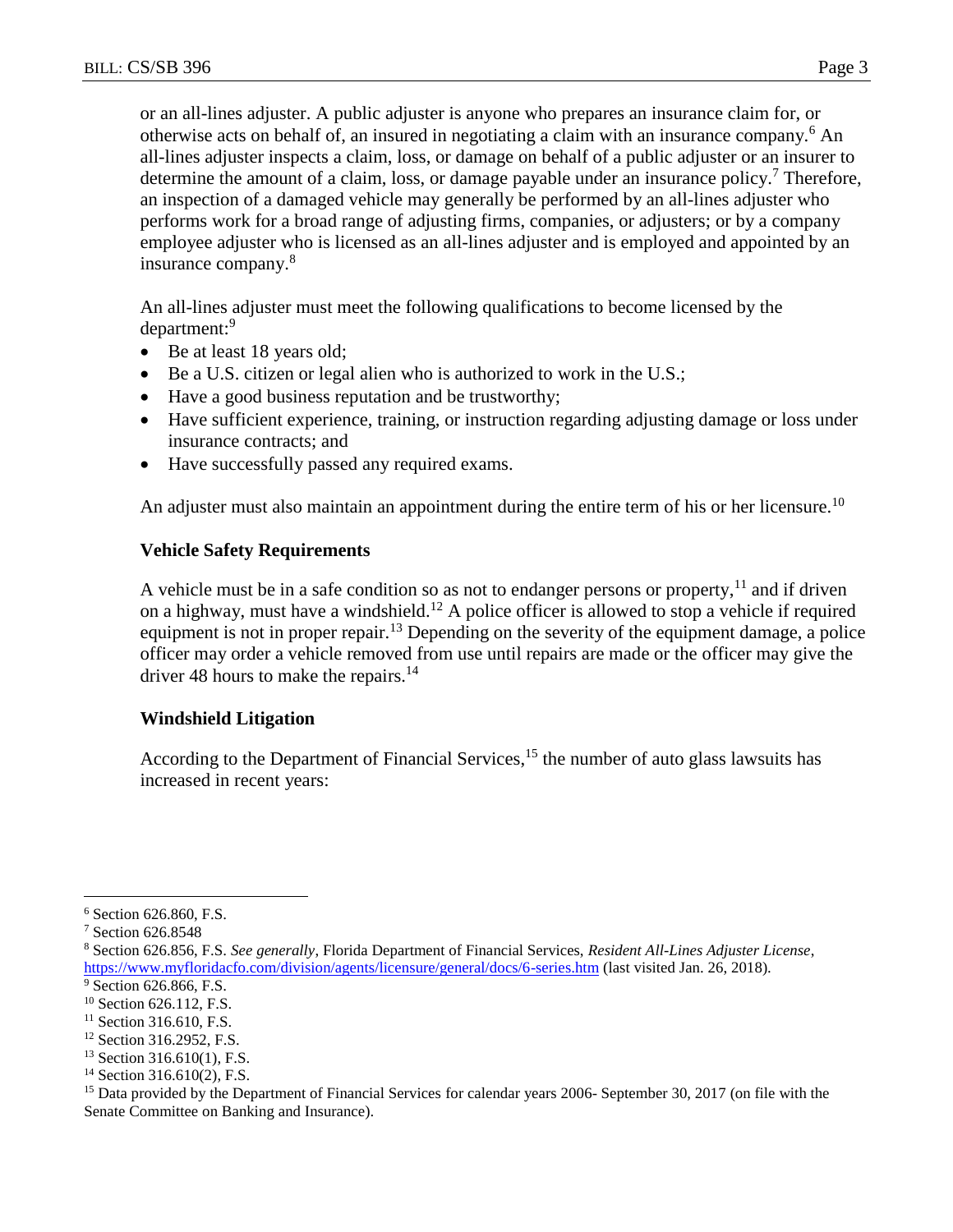or an all-lines adjuster. A public adjuster is anyone who prepares an insurance claim for, or otherwise acts on behalf of, an insured in negotiating a claim with an insurance company.[6] An all-lines adjuster inspects a claim, loss, or damage on behalf of a public adjuster or an insurer to determine the amount of a claim, loss, or damage payable under an insurance policy.[7] Therefore, an inspection of a damaged vehicle may generally be performed by an all-lines adjuster who performs work for a broad range of adjusting firms, companies, or adjusters; or by a company employee adjuster who is licensed as an all-lines adjuster and is employed and appointed by an insurance company.[8]

An all-lines adjuster must meet the following qualifications to become licensed by the department:[9]

- Be at least 18 years old;
- Be a U.S. citizen or legal alien who is authorized to work in the U.S.;
- Have a good business reputation and be trustworthy;
- Have sufficient experience, training, or instruction regarding adjusting damage or loss under insurance contracts; and
- Have successfully passed any required exams.

An adjuster must also maintain an appointment during the entire term of his or her licensure.[10]

### Vehicle Safety Requirements

A vehicle must be in a safe condition so as not to endanger persons or property,[11] and if driven on a highway, must have a windshield.[12] A police officer is allowed to stop a vehicle if required equipment is not in proper repair.[13] Depending on the severity of the equipment damage, a police officer may order a vehicle removed from use until repairs are made or the officer may give the driver 48 hours to make the repairs.[14]

### Windshield Litigation

According to the Department of Financial Services,[15] the number of auto glass lawsuits has increased in recent years:

---

[6] Section 626.860, F.S.

[7] Section 626.8548

[8] Section 626.856, F.S. *See generally*, Florida Department of Financial Services, *Resident All-Lines Adjuster License*, https://www.myfloridacfo.com/division/agents/licensure/general/docs/6-series.htm (last visited Jan. 26, 2018).

[9] Section 626.866, F.S.

[10] Section 626.112, F.S.

[11] Section 316.610, F.S.

[12] Section 316.2952, F.S.

[13] Section 316.610(1), F.S.

[14] Section 316.610(2), F.S.

[15] Data provided by the Department of Financial Services for calendar years 2006- September 30, 2017 (on file with the Senate Committee on Banking and Insurance).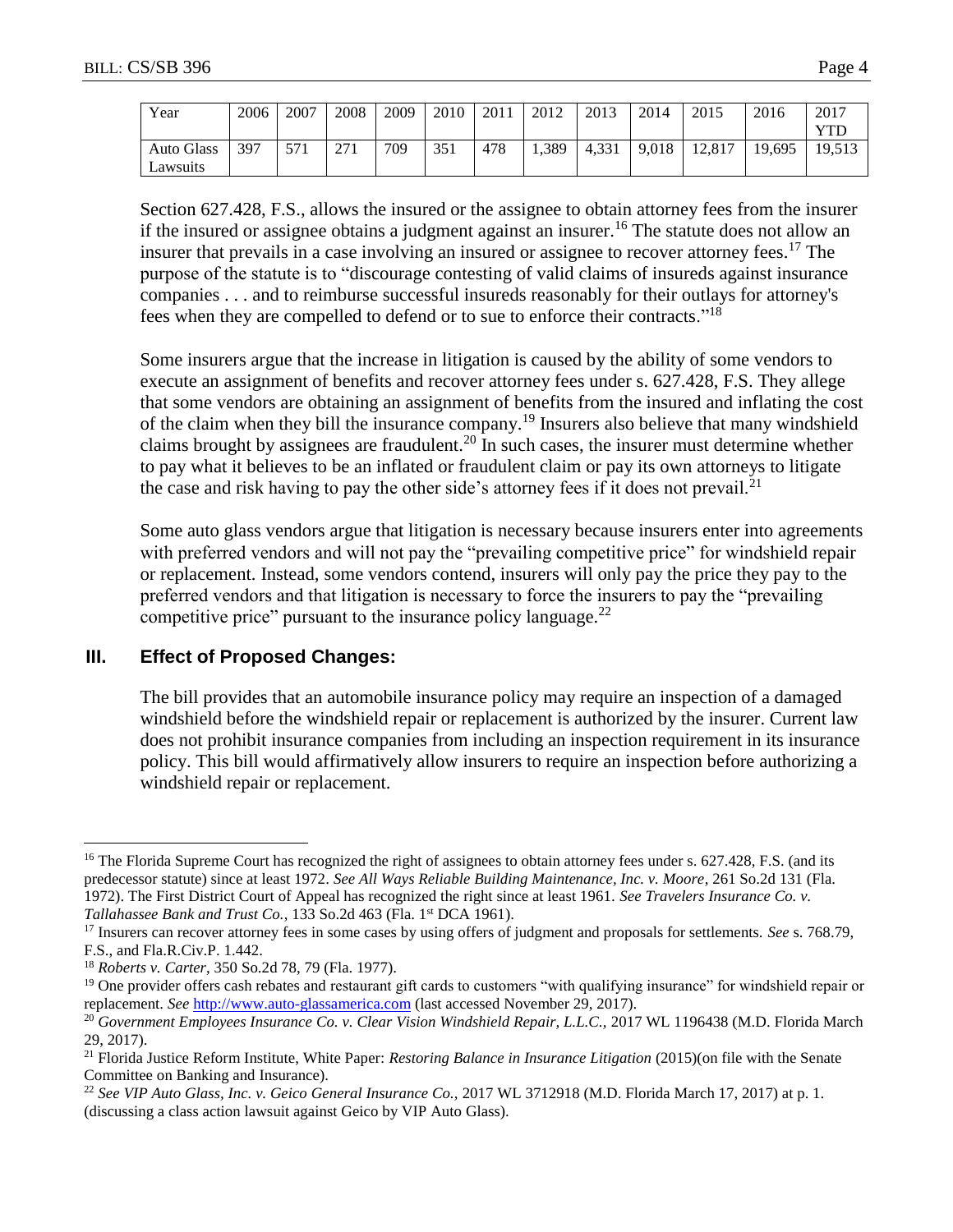| Year | 2006 | 2007 | 2008 | 2009 | 2010 | 2011 | 2012 | 2013 | 2014 | 2015 | 2016 | 2017 YTD |
|---|---|---|---|---|---|---|---|---|---|---|---|---|
| Auto Glass Lawsuits | 397 | 571 | 271 | 709 | 351 | 478 | 1,389 | 4,331 | 9,018 | 12,817 | 19,695 | 19,513 |

Section 627.428, F.S., allows the insured or the assignee to obtain attorney fees from the insurer if the insured or assignee obtains a judgment against an insurer.[16] The statute does not allow an insurer that prevails in a case involving an insured or assignee to recover attorney fees.[17] The purpose of the statute is to "discourage contesting of valid claims of insureds against insurance companies . . . and to reimburse successful insureds reasonably for their outlays for attorney's fees when they are compelled to defend or to sue to enforce their contracts."[18]

Some insurers argue that the increase in litigation is caused by the ability of some vendors to execute an assignment of benefits and recover attorney fees under s. 627.428, F.S. They allege that some vendors are obtaining an assignment of benefits from the insured and inflating the cost of the claim when they bill the insurance company.[19] Insurers also believe that many windshield claims brought by assignees are fraudulent.[20] In such cases, the insurer must determine whether to pay what it believes to be an inflated or fraudulent claim or pay its own attorneys to litigate the case and risk having to pay the other side's attorney fees if it does not prevail.[21]

Some auto glass vendors argue that litigation is necessary because insurers enter into agreements with preferred vendors and will not pay the "prevailing competitive price" for windshield repair or replacement. Instead, some vendors contend, insurers will only pay the price they pay to the preferred vendors and that litigation is necessary to force the insurers to pay the "prevailing competitive price" pursuant to the insurance policy language.[22]

## III. Effect of Proposed Changes:

The bill provides that an automobile insurance policy may require an inspection of a damaged windshield before the windshield repair or replacement is authorized by the insurer. Current law does not prohibit insurance companies from including an inspection requirement in its insurance policy. This bill would affirmatively allow insurers to require an inspection before authorizing a windshield repair or replacement.

---

[16] The Florida Supreme Court has recognized the right of assignees to obtain attorney fees under s. 627.428, F.S. (and its predecessor statute) since at least 1972. *See All Ways Reliable Building Maintenance, Inc. v. Moore*, 261 So.2d 131 (Fla. 1972). The First District Court of Appeal has recognized the right since at least 1961. *See Travelers Insurance Co. v. Tallahassee Bank and Trust Co.*, 133 So.2d 463 (Fla. 1st DCA 1961).

[17] Insurers can recover attorney fees in some cases by using offers of judgment and proposals for settlements. *See* s. 768.79, F.S., and Fla.R.Civ.P. 1.442.

[18] *Roberts v. Carter*, 350 So.2d 78, 79 (Fla. 1977).

[19] One provider offers cash rebates and restaurant gift cards to customers "with qualifying insurance" for windshield repair or replacement. *See* http://www.auto-glassamerica.com (last accessed November 29, 2017).

[20] *Government Employees Insurance Co. v. Clear Vision Windshield Repair, L.L.C.,* 2017 WL 1196438 (M.D. Florida March 29, 2017).

[21] Florida Justice Reform Institute, White Paper: *Restoring Balance in Insurance Litigation* (2015)(on file with the Senate Committee on Banking and Insurance).

[22] *See VIP Auto Glass, Inc. v. Geico General Insurance Co.,* 2017 WL 3712918 (M.D. Florida March 17, 2017) at p. 1. (discussing a class action lawsuit against Geico by VIP Auto Glass).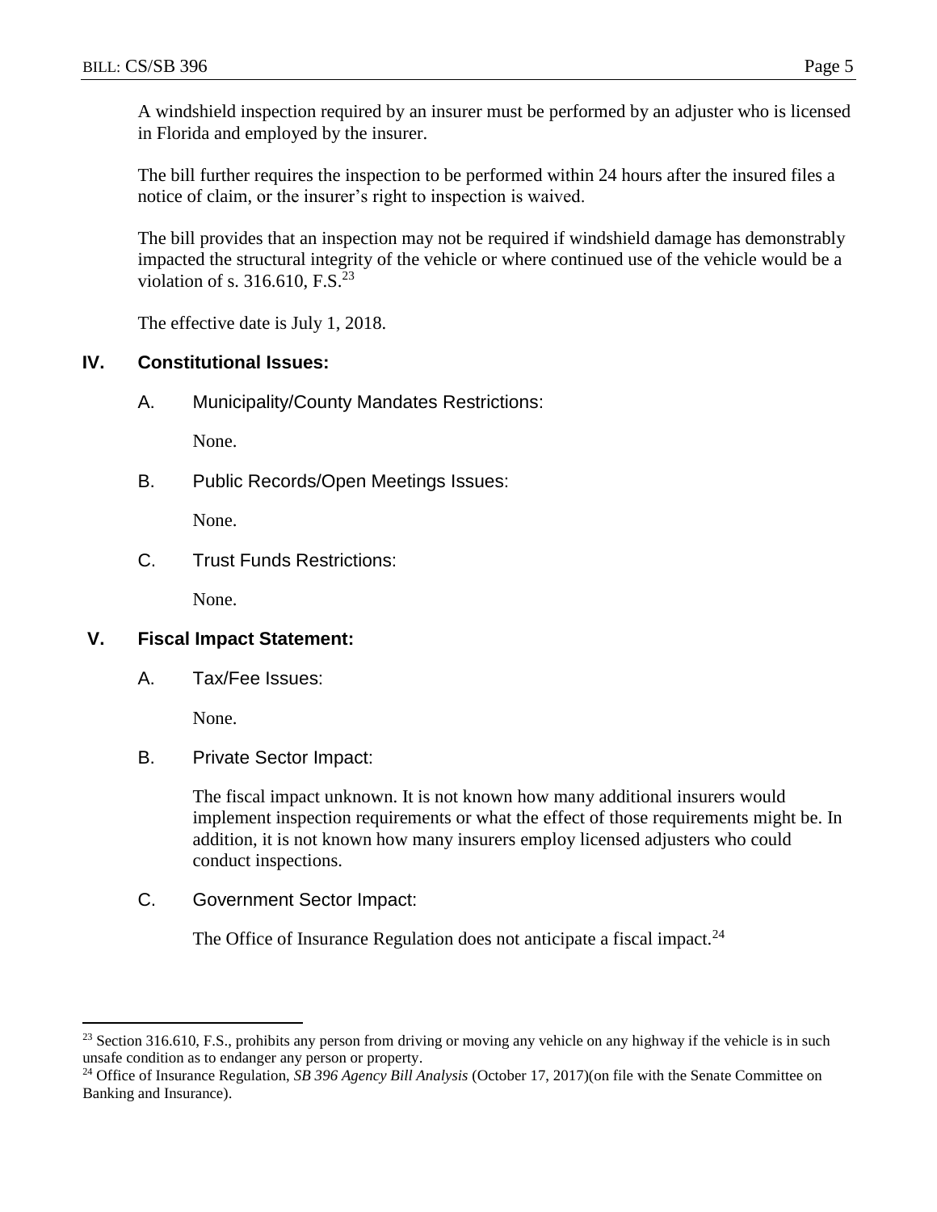A windshield inspection required by an insurer must be performed by an adjuster who is licensed in Florida and employed by the insurer.

The bill further requires the inspection to be performed within 24 hours after the insured files a notice of claim, or the insurer's right to inspection is waived.

The bill provides that an inspection may not be required if windshield damage has demonstrably impacted the structural integrity of the vehicle or where continued use of the vehicle would be a violation of s. 316.610, F.S.[23]

The effective date is July 1, 2018.

## IV. Constitutional Issues:

### A. Municipality/County Mandates Restrictions:

None.

### B. Public Records/Open Meetings Issues:

None.

### C. Trust Funds Restrictions:

None.

## V. Fiscal Impact Statement:

### A. Tax/Fee Issues:

None.

### B. Private Sector Impact:

The fiscal impact unknown. It is not known how many additional insurers would implement inspection requirements or what the effect of those requirements might be. In addition, it is not known how many insurers employ licensed adjusters who could conduct inspections.

### C. Government Sector Impact:

The Office of Insurance Regulation does not anticipate a fiscal impact.[24]

---

[23] Section 316.610, F.S., prohibits any person from driving or moving any vehicle on any highway if the vehicle is in such unsafe condition as to endanger any person or property.

[24] Office of Insurance Regulation, *SB 396 Agency Bill Analysis* (October 17, 2017)(on file with the Senate Committee on Banking and Insurance).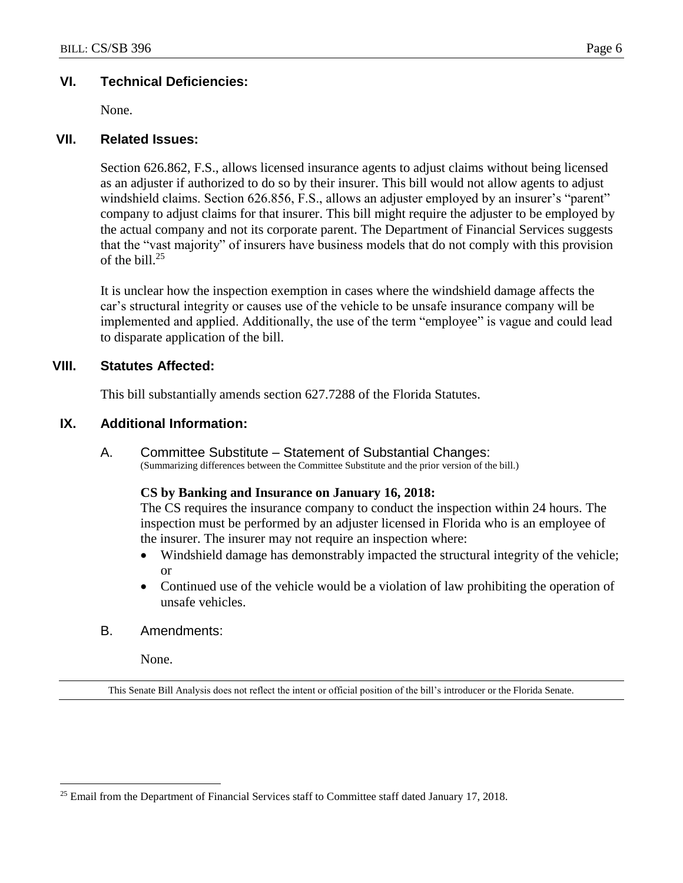## VI. Technical Deficiencies:

None.

## VII. Related Issues:

Section 626.862, F.S., allows licensed insurance agents to adjust claims without being licensed as an adjuster if authorized to do so by their insurer. This bill would not allow agents to adjust windshield claims. Section 626.856, F.S., allows an adjuster employed by an insurer's "parent" company to adjust claims for that insurer. This bill might require the adjuster to be employed by the actual company and not its corporate parent. The Department of Financial Services suggests that the "vast majority" of insurers have business models that do not comply with this provision of the bill.[25]

It is unclear how the inspection exemption in cases where the windshield damage affects the car's structural integrity or causes use of the vehicle to be unsafe insurance company will be implemented and applied. Additionally, the use of the term "employee" is vague and could lead to disparate application of the bill.

## VIII. Statutes Affected:

This bill substantially amends section 627.7288 of the Florida Statutes.

## IX. Additional Information:

### A. Committee Substitute – Statement of Substantial Changes:

(Summarizing differences between the Committee Substitute and the prior version of the bill.)

**CS by Banking and Insurance on January 16, 2018:**

The CS requires the insurance company to conduct the inspection within 24 hours. The inspection must be performed by an adjuster licensed in Florida who is an employee of the insurer. The insurer may not require an inspection where:

- Windshield damage has demonstrably impacted the structural integrity of the vehicle; or
- Continued use of the vehicle would be a violation of law prohibiting the operation of unsafe vehicles.

### B. Amendments:

None.

This Senate Bill Analysis does not reflect the intent or official position of the bill's introducer or the Florida Senate.

[25] Email from the Department of Financial Services staff to Committee staff dated January 17, 2018.